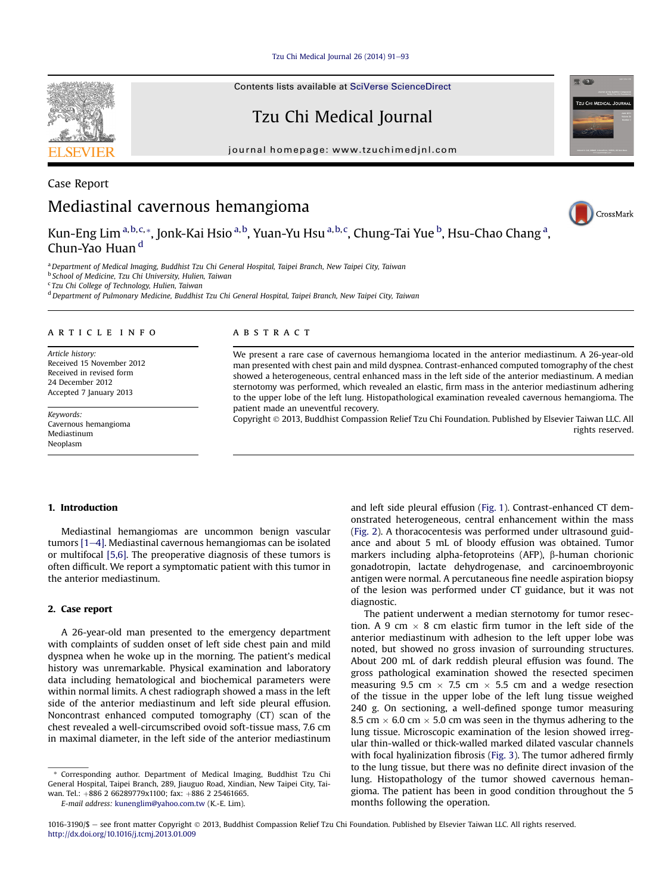Case Report

# Mediastinal cavernous hemangioma

Kun-Eng Lim [a,b,c,*], Jonk-Kai Hsio [a,b], Yuan-Yu Hsu [a,b,c], Chung-Tai Yue [b], Hsu-Chao Chang [a], Chun-Yao Huan [d]

[a] Department of Medical Imaging, Buddhist Tzu Chi General Hospital, Taipei Branch, New Taipei City, Taiwan
[b] School of Medicine, Tzu Chi University, Hulien, Taiwan
[c] Tzu Chi College of Technology, Hulien, Taiwan
[d] Department of Pulmonary Medicine, Buddhist Tzu Chi General Hospital, Taipei Branch, New Taipei City, Taiwan

## ARTICLE INFO

*Article history:*
Received 15 November 2012
Received in revised form
24 December 2012
Accepted 7 January 2013

*Keywords:*
Cavernous hemangioma
Mediastinum
Neoplasm

## ABSTRACT

We present a rare case of cavernous hemangioma located in the anterior mediastinum. A 26-year-old man presented with chest pain and mild dyspnea. Contrast-enhanced computed tomography of the chest showed a heterogeneous, central enhanced mass in the left side of the anterior mediastinum. A median sternotomy was performed, which revealed an elastic, firm mass in the anterior mediastinum adhering to the upper lobe of the left lung. Histopathological examination revealed cavernous hemangioma. The patient made an uneventful recovery.

Copyright © 2013, Buddhist Compassion Relief Tzu Chi Foundation. Published by Elsevier Taiwan LLC. All rights reserved.

## 1. Introduction

Mediastinal hemangiomas are uncommon benign vascular tumors [1–4]. Mediastinal cavernous hemangiomas can be isolated or multifocal [5,6]. The preoperative diagnosis of these tumors is often difficult. We report a symptomatic patient with this tumor in the anterior mediastinum.

## 2. Case report

A 26-year-old man presented to the emergency department with complaints of sudden onset of left side chest pain and mild dyspnea when he woke up in the morning. The patient's medical history was unremarkable. Physical examination and laboratory data including hematological and biochemical parameters were within normal limits. A chest radiograph showed a mass in the left side of the anterior mediastinum and left side pleural effusion. Noncontrast enhanced computed tomography (CT) scan of the chest revealed a well-circumscribed ovoid soft-tissue mass, 7.6 cm in maximal diameter, in the left side of the anterior mediastinum and left side pleural effusion (Fig. 1). Contrast-enhanced CT demonstrated heterogeneous, central enhancement within the mass (Fig. 2). A thoracentesis was performed under ultrasound guidance and about 5 mL of bloody effusion was obtained. Tumor markers including alpha-fetoproteins (AFP), β-human chorionic gonadotropin, lactate dehydrogenase, and carcinoembroyonic antigen were normal. A percutaneous fine needle aspiration biopsy of the lesion was performed under CT guidance, but it was not diagnostic.

The patient underwent a median sternotomy for tumor resection. A 9 cm × 8 cm elastic firm tumor in the left side of the anterior mediastinum with adhesion to the left upper lobe was noted, but showed no gross invasion of surrounding structures. About 200 mL of dark reddish pleural effusion was found. The gross pathological examination showed the resected specimen measuring 9.5 cm × 7.5 cm × 5.5 cm and a wedge resection of the tissue in the upper lobe of the left lung tissue weighed 240 g. On sectioning, a well-defined sponge tumor measuring 8.5 cm × 6.0 cm × 5.0 cm was seen in the thymus adhering to the lung tissue. Microscopic examination of the lesion showed irregular thin-walled or thick-walled marked dilated vascular channels with focal hyalinization fibrosis (Fig. 3). The tumor adhered firmly to the lung tissue, but there was no definite direct invasion of the lung. Histopathology of the tumor showed cavernous hemangioma. The patient has been in good condition throughout the 5 months following the operation.

\* Corresponding author. Department of Medical Imaging, Buddhist Tzu Chi General Hospital, Taipei Branch, 289, Jiauguo Road, Xindian, New Taipei City, Taiwan. Tel.: +886 2 66289779x1100; fax: +886 2 25461665.
E-mail address: kunenglim@yahoo.com.tw (K.-E. Lim).

1016-3190/$ – see front matter Copyright © 2013, Buddhist Compassion Relief Tzu Chi Foundation. Published by Elsevier Taiwan LLC. All rights reserved.
http://dx.doi.org/10.1016/j.tcmj.2013.01.009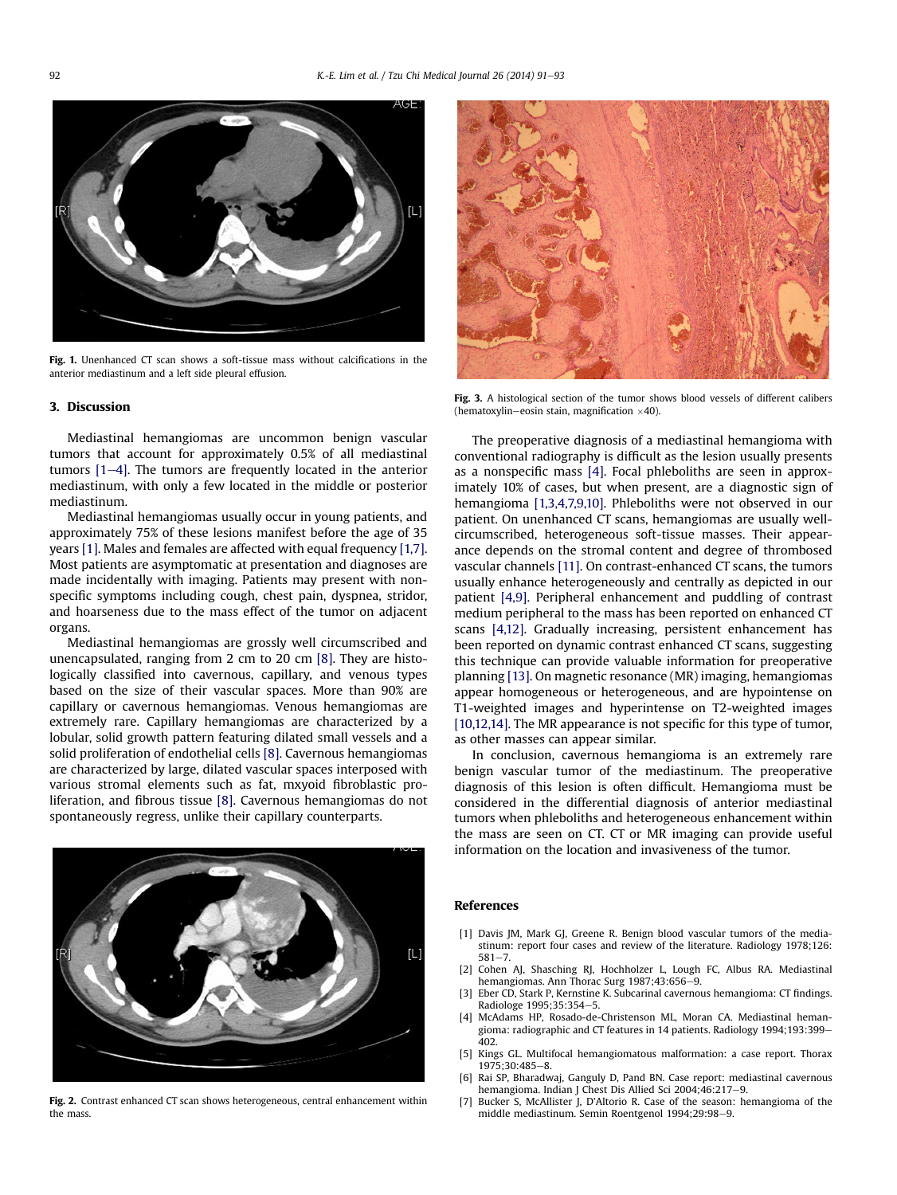Fig. 1. Unenhanced CT scan shows a soft-tissue mass without calcifications in the anterior mediastinum and a left side pleural effusion.

## 3. Discussion

Mediastinal hemangiomas are uncommon benign vascular tumors that account for approximately 0.5% of all mediastinal tumors [1–4]. The tumors are frequently located in the anterior mediastinum, with only a few located in the middle or posterior mediastinum.

Mediastinal hemangiomas usually occur in young patients, and approximately 75% of these lesions manifest before the age of 35 years [1]. Males and females are affected with equal frequency [1,7]. Most patients are asymptomatic at presentation and diagnoses are made incidentally with imaging. Patients may present with nonspecific symptoms including cough, chest pain, dyspnea, stridor, and hoarseness due to the mass effect of the tumor on adjacent organs.

Mediastinal hemangiomas are grossly well circumscribed and unencapsulated, ranging from 2 cm to 20 cm [8]. They are histologically classified into cavernous, capillary, and venous types based on the size of their vascular spaces. More than 90% are capillary or cavernous hemangiomas. Venous hemangiomas are extremely rare. Capillary hemangiomas are characterized by a lobular, solid growth pattern featuring dilated small vessels and a solid proliferation of endothelial cells [8]. Cavernous hemangiomas are characterized by large, dilated vascular spaces interposed with various stromal elements such as fat, mxyoid fibroblastic proliferation, and fibrous tissue [8]. Cavernous hemangiomas do not spontaneously regress, unlike their capillary counterparts.

Fig. 2. Contrast enhanced CT scan shows heterogeneous, central enhancement within the mass.

Fig. 3. A histological section of the tumor shows blood vessels of different calibers (hematoxylin–eosin stain, magnification ×40).

The preoperative diagnosis of a mediastinal hemangioma with conventional radiography is difficult as the lesion usually presents as a nonspecific mass [4]. Focal phleboliths are seen in approximately 10% of cases, but when present, are a diagnostic sign of hemangioma [1,3,4,7,9,10]. Phleboliths were not observed in our patient. On unenhanced CT scans, hemangiomas are usually well-circumscribed, heterogeneous soft-tissue masses. Their appearance depends on the stromal content and degree of thrombosed vascular channels [11]. On contrast-enhanced CT scans, the tumors usually enhance heterogeneously and centrally as depicted in our patient [4,9]. Peripheral enhancement and puddling of contrast medium peripheral to the mass has been reported on enhanced CT scans [4,12]. Gradually increasing, persistent enhancement has been reported on dynamic contrast enhanced CT scans, suggesting this technique can provide valuable information for preoperative planning [13]. On magnetic resonance (MR) imaging, hemangiomas appear homogeneous or heterogeneous, and are hypointense on T1-weighted images and hyperintense on T2-weighted images [10,12,14]. The MR appearance is not specific for this type of tumor, as other masses can appear similar.

In conclusion, cavernous hemangioma is an extremely rare benign vascular tumor of the mediastinum. The preoperative diagnosis of this lesion is often difficult. Hemangioma must be considered in the differential diagnosis of anterior mediastinal tumors when phleboliths and heterogeneous enhancement within the mass are seen on CT. CT or MR imaging can provide useful information on the location and invasiveness of the tumor.

## References

[1] Davis JM, Mark GJ, Greene R. Benign blood vascular tumors of the mediastinum: report four cases and review of the literature. Radiology 1978;126: 581–7.

[2] Cohen AJ, Shasching RJ, Hochholzer L, Lough FC, Albus RA. Mediastinal hemangiomas. Ann Thorac Surg 1987;43:656–9.

[3] Eber CD, Stark P, Kernstine K. Subcarinal cavernous hemangioma: CT findings. Radiologe 1995;35:354–5.

[4] McAdams HP, Rosado-de-Christenson ML, Moran CA. Mediastinal hemangioma: radiographic and CT features in 14 patients. Radiology 1994;193:399–402.

[5] Kings GL. Multifocal hemangiomatous malformation: a case report. Thorax 1975;30:485–8.

[6] Rai SP, Bharadwaj, Ganguly D, Pand BN. Case report: mediastinal cavernous hemangioma. Indian J Chest Dis Allied Sci 2004;46:217–9.

[7] Bucker S, McAllister J, D'Altorio R. Case of the season: hemangioma of the middle mediastinum. Semin Roentgenol 1994;29:98–9.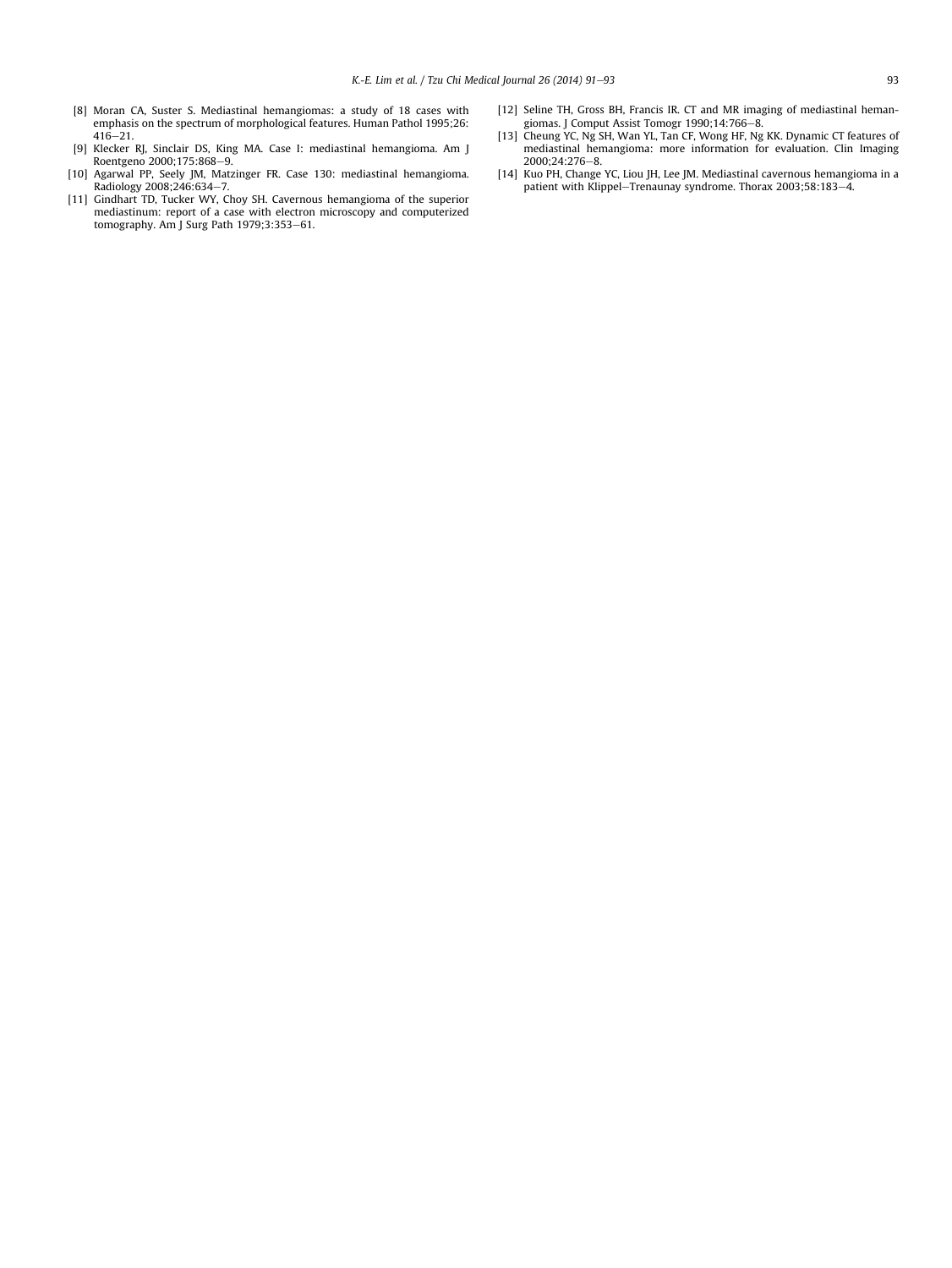[8] Moran CA, Suster S. Mediastinal hemangiomas: a study of 18 cases with emphasis on the spectrum of morphological features. Human Pathol 1995;26: 416–21.

[9] Klecker RJ, Sinclair DS, King MA. Case I: mediastinal hemangioma. Am J Roentgeno 2000;175:868–9.

[10] Agarwal PP, Seely JM, Matzinger FR. Case 130: mediastinal hemangioma. Radiology 2008;246:634–7.

[11] Gindhart TD, Tucker WY, Choy SH. Cavernous hemangioma of the superior mediastinum: report of a case with electron microscopy and computerized tomography. Am J Surg Path 1979;3:353–61.

[12] Seline TH, Gross BH, Francis IR. CT and MR imaging of mediastinal hemangiomas. J Comput Assist Tomogr 1990;14:766–8.

[13] Cheung YC, Ng SH, Wan YL, Tan CF, Wong HF, Ng KK. Dynamic CT features of mediastinal hemangioma: more information for evaluation. Clin Imaging 2000;24:276–8.

[14] Kuo PH, Change YC, Liou JH, Lee JM. Mediastinal cavernous hemangioma in a patient with Klippel–Trenaunay syndrome. Thorax 2003;58:183–4.